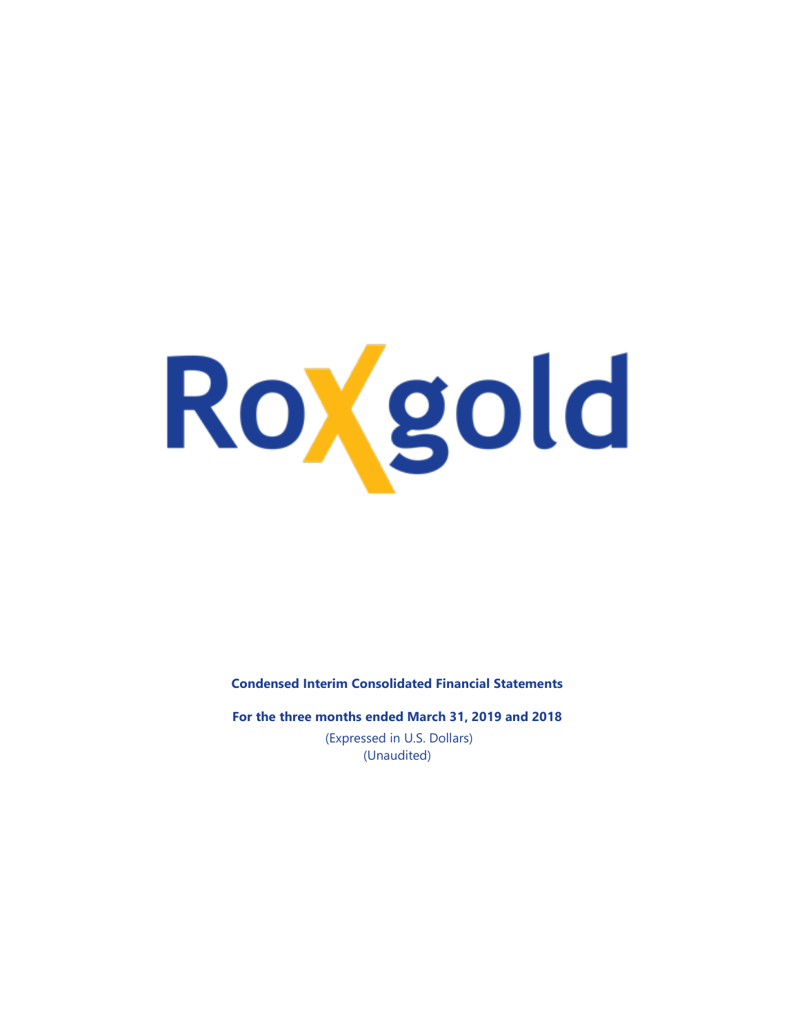Roxgold

**Condensed Interim Consolidated Financial Statements**

**For the three months ended March 31, 2019 and 2018**

(Expressed in U.S. Dollars)
(Unaudited)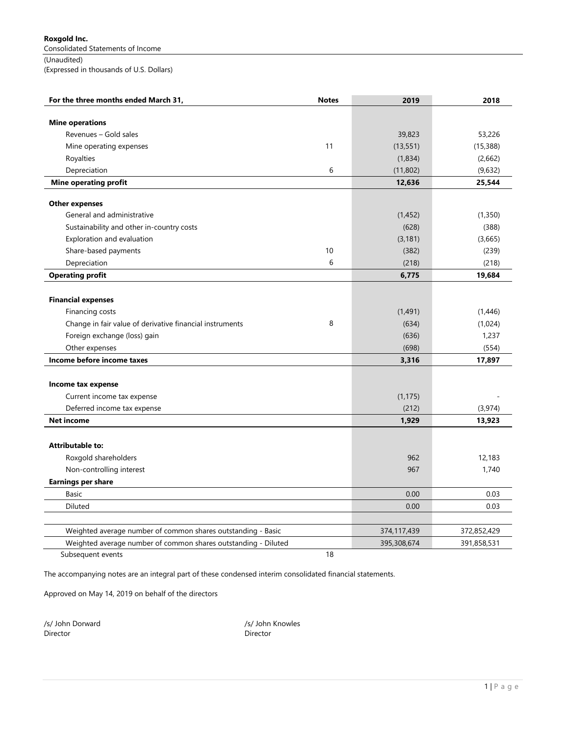**Roxgold Inc.**
Consolidated Statements of Income
(Unaudited)
(Expressed in thousands of U.S. Dollars)

| For the three months ended March 31, | Notes | 2019 | 2018 |
|---|---|---|---|
| **Mine operations** | | | |
| Revenues – Gold sales | | 39,823 | 53,226 |
| Mine operating expenses | 11 | (13,551) | (15,388) |
| Royalties | | (1,834) | (2,662) |
| Depreciation | 6 | (11,802) | (9,632) |
| **Mine operating profit** | | **12,636** | **25,544** |
| **Other expenses** | | | |
| General and administrative | | (1,452) | (1,350) |
| Sustainability and other in-country costs | | (628) | (388) |
| Exploration and evaluation | | (3,181) | (3,665) |
| Share-based payments | 10 | (382) | (239) |
| Depreciation | 6 | (218) | (218) |
| **Operating profit** | | **6,775** | **19,684** |
| **Financial expenses** | | | |
| Financing costs | | (1,491) | (1,446) |
| Change in fair value of derivative financial instruments | 8 | (634) | (1,024) |
| Foreign exchange (loss) gain | | (636) | 1,237 |
| Other expenses | | (698) | (554) |
| **Income before income taxes** | | **3,316** | **17,897** |
| **Income tax expense** | | | |
| Current income tax expense | | (1,175) | - |
| Deferred income tax expense | | (212) | (3,974) |
| **Net income** | | **1,929** | **13,923** |
| **Attributable to:** | | | |
| Roxgold shareholders | | 962 | 12,183 |
| Non-controlling interest | | 967 | 1,740 |
| **Earnings per share** | | | |
| Basic | | 0.00 | 0.03 |
| Diluted | | 0.00 | 0.03 |
| Weighted average number of common shares outstanding - Basic | | 374,117,439 | 372,852,429 |
| Weighted average number of common shares outstanding - Diluted | | 395,308,674 | 391,858,531 |
| Subsequent events | 18 | | |

The accompanying notes are an integral part of these condensed interim consolidated financial statements.

Approved on May 14, 2019 on behalf of the directors

/s/ John Dorward
Director

/s/ John Knowles
Director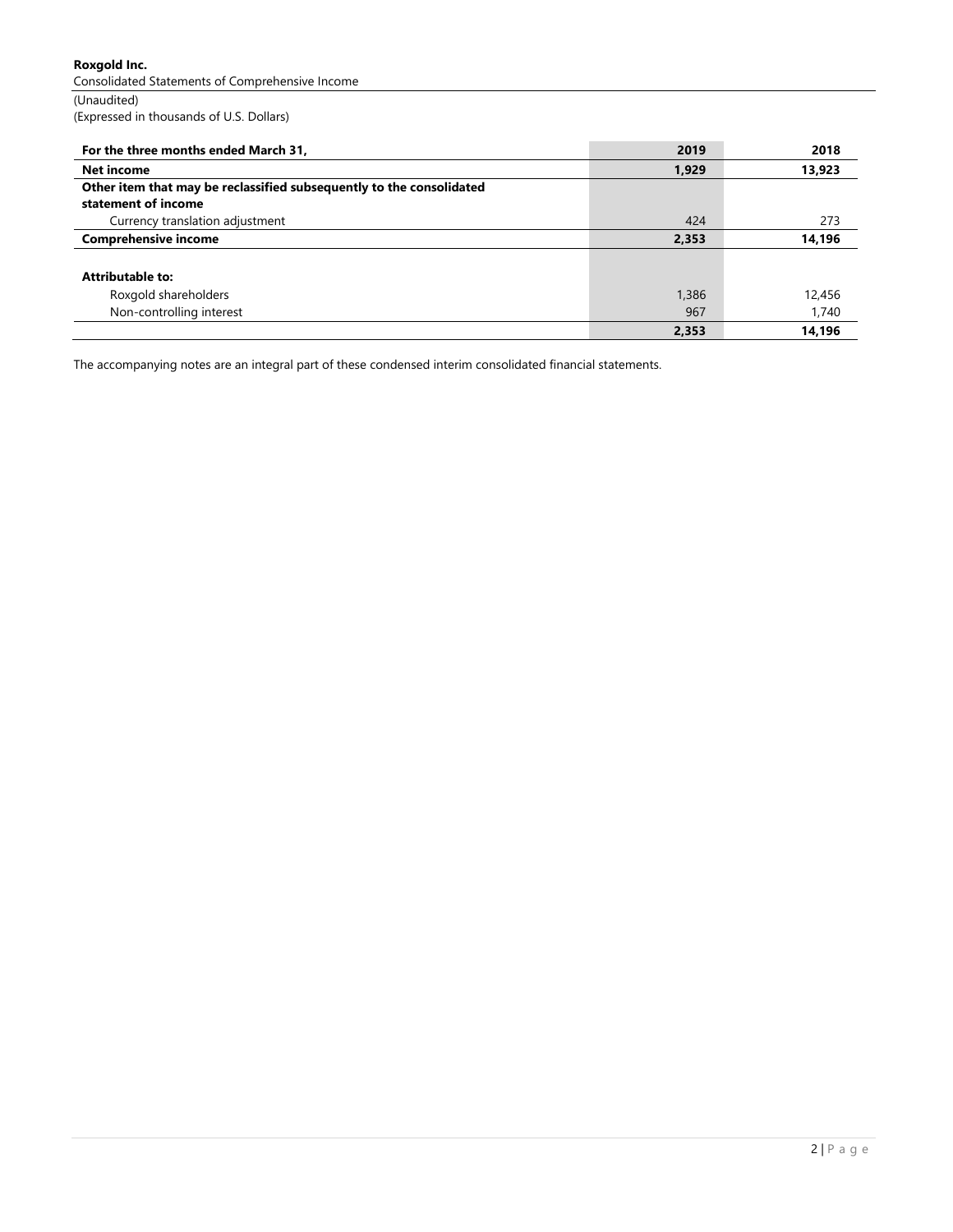**Roxgold Inc.**

Consolidated Statements of Comprehensive Income

(Unaudited)

(Expressed in thousands of U.S. Dollars)

| For the three months ended March 31, | 2019 | 2018 |
|---|---|---|
| **Net income** | **1,929** | **13,923** |
| **Other item that may be reclassified subsequently to the consolidated statement of income** | | |
| Currency translation adjustment | 424 | 273 |
| **Comprehensive income** | **2,353** | **14,196** |
| | | |
| **Attributable to:** | | |
| Roxgold shareholders | 1,386 | 12,456 |
| Non-controlling interest | 967 | 1,740 |
| | **2,353** | **14,196** |

The accompanying notes are an integral part of these condensed interim consolidated financial statements.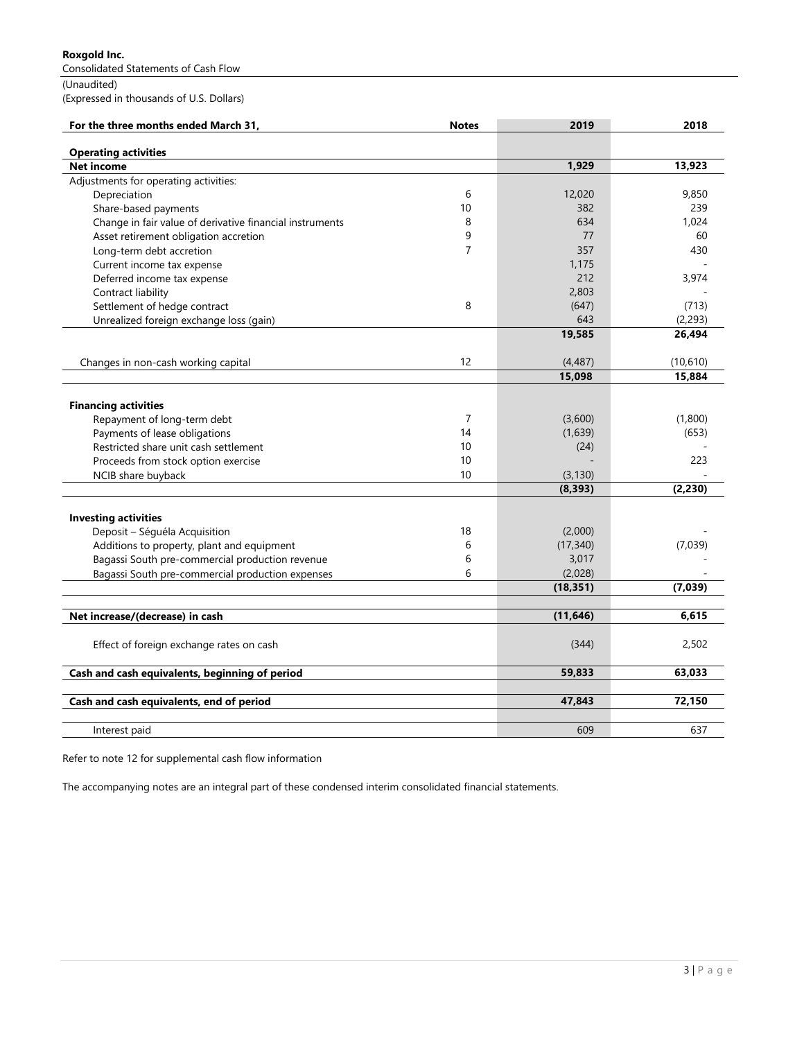**Roxgold Inc.**
Consolidated Statements of Cash Flow
(Unaudited)
(Expressed in thousands of U.S. Dollars)

| For the three months ended March 31, | Notes | 2019 | 2018 |
|---|---|---|---|
| **Operating activities** | | | |
| **Net income** | | **1,929** | **13,923** |
| Adjustments for operating activities: | | | |
| Depreciation | 6 | 12,020 | 9,850 |
| Share-based payments | 10 | 382 | 239 |
| Change in fair value of derivative financial instruments | 8 | 634 | 1,024 |
| Asset retirement obligation accretion | 9 | 77 | 60 |
| Long-term debt accretion | 7 | 357 | 430 |
| Current income tax expense | | 1,175 | - |
| Deferred income tax expense | | 212 | 3,974 |
| Contract liability | | 2,803 | - |
| Settlement of hedge contract | 8 | (647) | (713) |
| Unrealized foreign exchange loss (gain) | | 643 | (2,293) |
| | | **19,585** | **26,494** |
| Changes in non-cash working capital | 12 | (4,487) | (10,610) |
| | | **15,098** | **15,884** |
| **Financing activities** | | | |
| Repayment of long-term debt | 7 | (3,600) | (1,800) |
| Payments of lease obligations | 14 | (1,639) | (653) |
| Restricted share unit cash settlement | 10 | (24) | - |
| Proceeds from stock option exercise | 10 | - | 223 |
| NCIB share buyback | 10 | (3,130) | - |
| | | **(8,393)** | **(2,230)** |
| **Investing activities** | | | |
| Deposit – Séguéla Acquisition | 18 | (2,000) | - |
| Additions to property, plant and equipment | 6 | (17,340) | (7,039) |
| Bagassi South pre-commercial production revenue | 6 | 3,017 | - |
| Bagassi South pre-commercial production expenses | 6 | (2,028) | - |
| | | **(18,351)** | **(7,039)** |
| **Net increase/(decrease) in cash** | | **(11,646)** | **6,615** |
| Effect of foreign exchange rates on cash | | (344) | 2,502 |
| **Cash and cash equivalents, beginning of period** | | **59,833** | **63,033** |
| **Cash and cash equivalents, end of period** | | **47,843** | **72,150** |
| Interest paid | | 609 | 637 |

Refer to note 12 for supplemental cash flow information

The accompanying notes are an integral part of these condensed interim consolidated financial statements.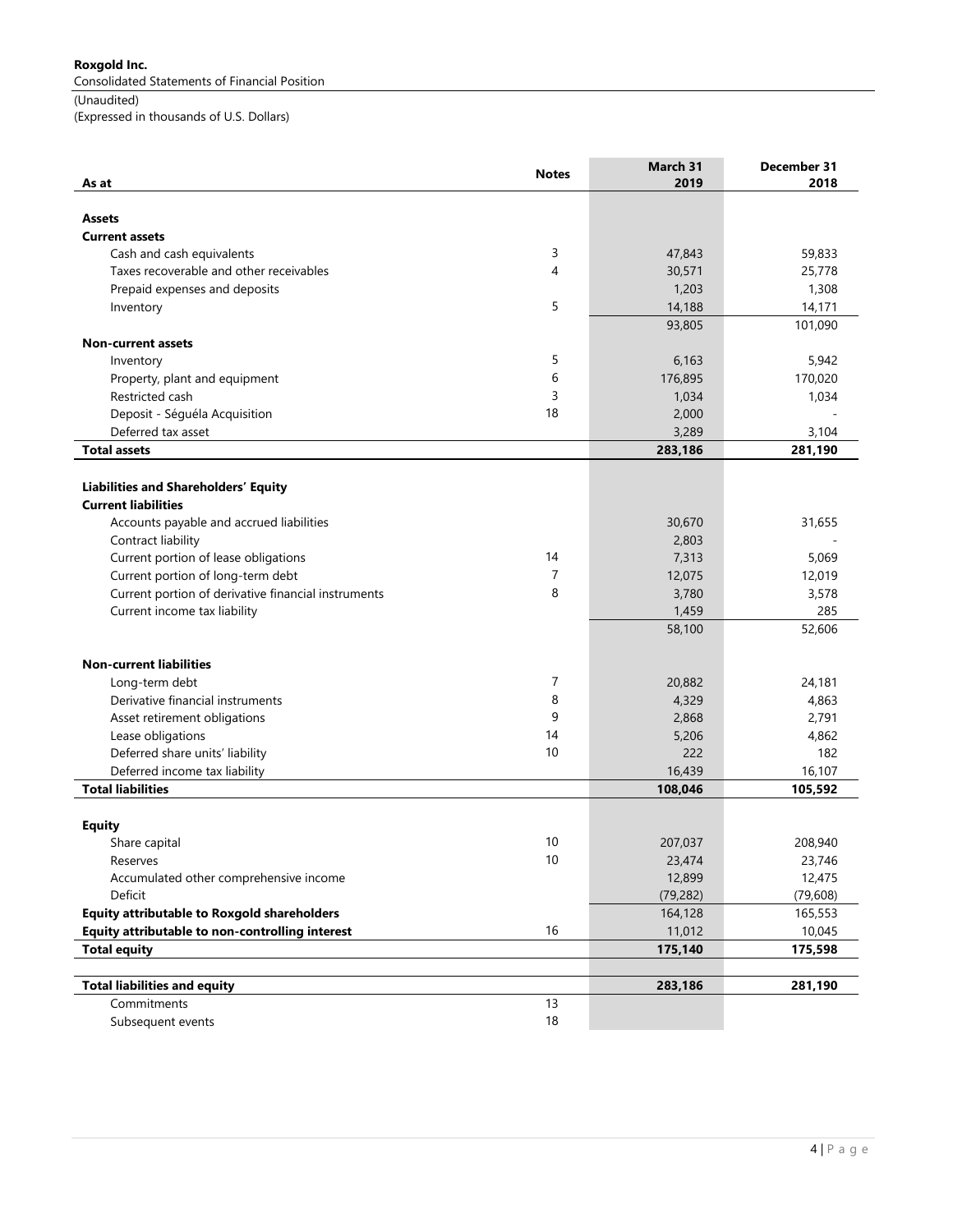**Roxgold Inc.**
Consolidated Statements of Financial Position
(Unaudited)
(Expressed in thousands of U.S. Dollars)

| As at | Notes | March 31 2019 | December 31 2018 |
|---|---|---|---|
| **Assets** | | | |
| **Current assets** | | | |
| Cash and cash equivalents | 3 | 47,843 | 59,833 |
| Taxes recoverable and other receivables | 4 | 30,571 | 25,778 |
| Prepaid expenses and deposits | | 1,203 | 1,308 |
| Inventory | 5 | 14,188 | 14,171 |
| | | 93,805 | 101,090 |
| **Non-current assets** | | | |
| Inventory | 5 | 6,163 | 5,942 |
| Property, plant and equipment | 6 | 176,895 | 170,020 |
| Restricted cash | 3 | 1,034 | 1,034 |
| Deposit - Séguéla Acquisition | 18 | 2,000 | - |
| Deferred tax asset | | 3,289 | 3,104 |
| **Total assets** | | **283,186** | **281,190** |
| | | | |
| **Liabilities and Shareholders' Equity** | | | |
| **Current liabilities** | | | |
| Accounts payable and accrued liabilities | | 30,670 | 31,655 |
| Contract liability | | 2,803 | - |
| Current portion of lease obligations | 14 | 7,313 | 5,069 |
| Current portion of long-term debt | 7 | 12,075 | 12,019 |
| Current portion of derivative financial instruments | 8 | 3,780 | 3,578 |
| Current income tax liability | | 1,459 | 285 |
| | | 58,100 | 52,606 |
| **Non-current liabilities** | | | |
| Long-term debt | 7 | 20,882 | 24,181 |
| Derivative financial instruments | 8 | 4,329 | 4,863 |
| Asset retirement obligations | 9 | 2,868 | 2,791 |
| Lease obligations | 14 | 5,206 | 4,862 |
| Deferred share units' liability | 10 | 222 | 182 |
| Deferred income tax liability | | 16,439 | 16,107 |
| **Total liabilities** | | **108,046** | **105,592** |
| | | | |
| **Equity** | | | |
| Share capital | 10 | 207,037 | 208,940 |
| Reserves | 10 | 23,474 | 23,746 |
| Accumulated other comprehensive income | | 12,899 | 12,475 |
| Deficit | | (79,282) | (79,608) |
| **Equity attributable to Roxgold shareholders** | | 164,128 | 165,553 |
| **Equity attributable to non-controlling interest** | 16 | 11,012 | 10,045 |
| **Total equity** | | **175,140** | **175,598** |
| | | | |
| **Total liabilities and equity** | | **283,186** | **281,190** |
| Commitments | 13 | | |
| Subsequent events | 18 | | |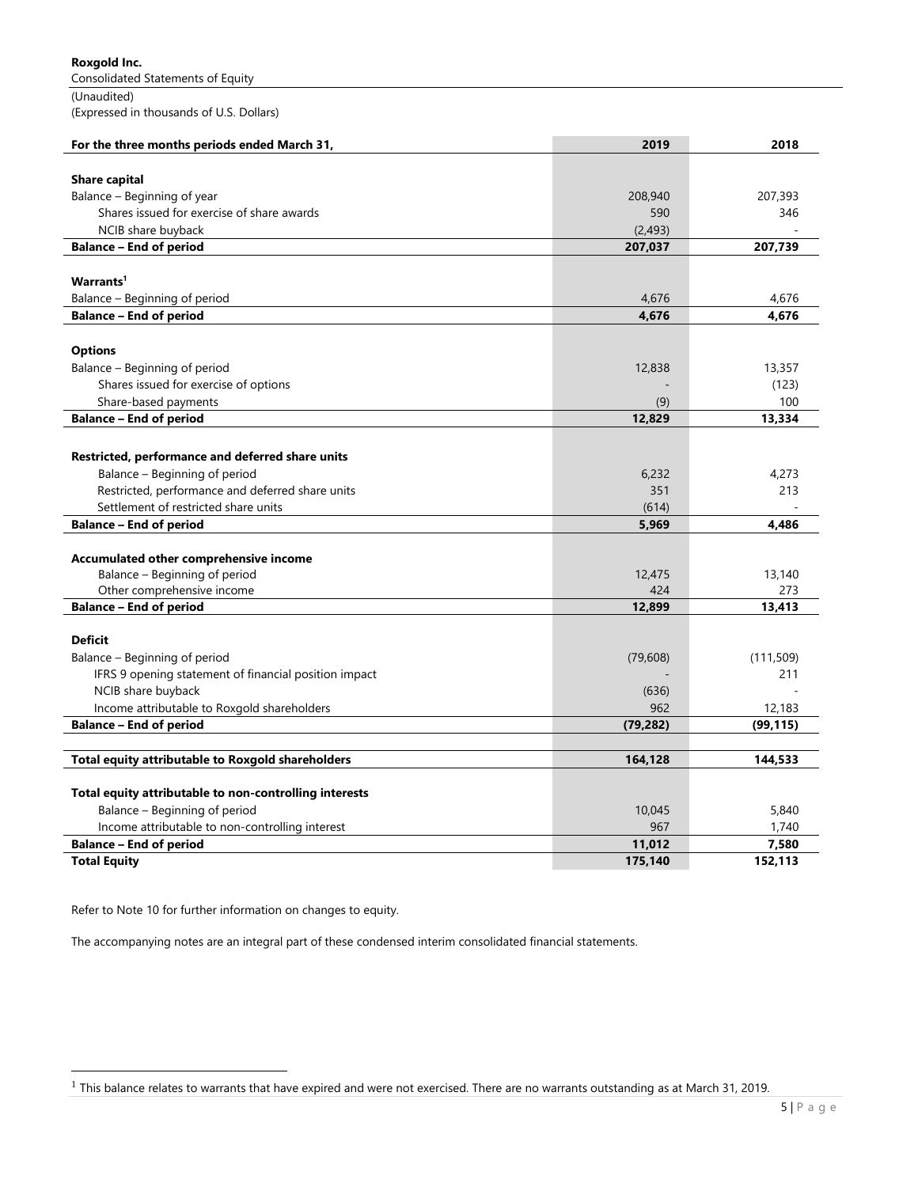**Roxgold Inc.**

Consolidated Statements of Equity

(Unaudited)

(Expressed in thousands of U.S. Dollars)

| For the three months periods ended March 31, | 2019 | 2018 |
|---|---|---|
| **Share capital** | | |
| Balance – Beginning of year | 208,940 | 207,393 |
| Shares issued for exercise of share awards | 590 | 346 |
| NCIB share buyback | (2,493) | - |
| **Balance – End of period** | **207,037** | **207,739** |
| **Warrants[1]** | | |
| Balance – Beginning of period | 4,676 | 4,676 |
| **Balance – End of period** | **4,676** | **4,676** |
| **Options** | | |
| Balance – Beginning of period | 12,838 | 13,357 |
| Shares issued for exercise of options | - | (123) |
| Share-based payments | (9) | 100 |
| **Balance – End of period** | **12,829** | **13,334** |
| **Restricted, performance and deferred share units** | | |
| Balance – Beginning of period | 6,232 | 4,273 |
| Restricted, performance and deferred share units | 351 | 213 |
| Settlement of restricted share units | (614) | - |
| **Balance – End of period** | **5,969** | **4,486** |
| **Accumulated other comprehensive income** | | |
| Balance – Beginning of period | 12,475 | 13,140 |
| Other comprehensive income | 424 | 273 |
| **Balance – End of period** | **12,899** | **13,413** |
| **Deficit** | | |
| Balance – Beginning of period | (79,608) | (111,509) |
| IFRS 9 opening statement of financial position impact | - | 211 |
| NCIB share buyback | (636) | - |
| Income attributable to Roxgold shareholders | 962 | 12,183 |
| **Balance – End of period** | **(79,282)** | **(99,115)** |
| **Total equity attributable to Roxgold shareholders** | **164,128** | **144,533** |
| **Total equity attributable to non-controlling interests** | | |
| Balance – Beginning of period | 10,045 | 5,840 |
| Income attributable to non-controlling interest | 967 | 1,740 |
| **Balance – End of period** | **11,012** | **7,580** |
| **Total Equity** | **175,140** | **152,113** |

Refer to Note 10 for further information on changes to equity.

The accompanying notes are an integral part of these condensed interim consolidated financial statements.

[1] This balance relates to warrants that have expired and were not exercised. There are no warrants outstanding as at March 31, 2019.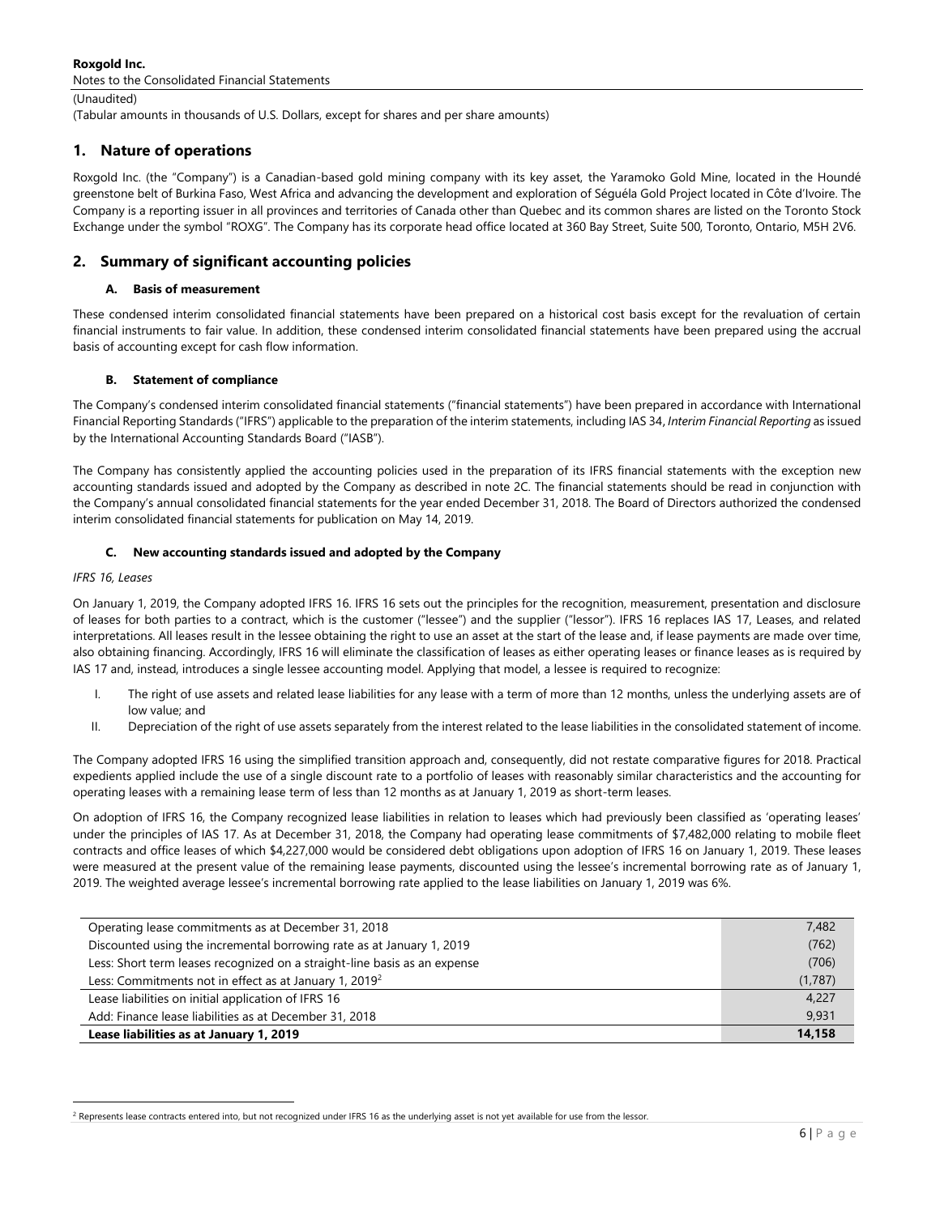# 1. Nature of operations

Roxgold Inc. (the "Company") is a Canadian-based gold mining company with its key asset, the Yaramoko Gold Mine, located in the Houndé greenstone belt of Burkina Faso, West Africa and advancing the development and exploration of Séguéla Gold Project located in Côte d'Ivoire. The Company is a reporting issuer in all provinces and territories of Canada other than Quebec and its common shares are listed on the Toronto Stock Exchange under the symbol "ROXG". The Company has its corporate head office located at 360 Bay Street, Suite 500, Toronto, Ontario, M5H 2V6.

# 2. Summary of significant accounting policies

### A. Basis of measurement

These condensed interim consolidated financial statements have been prepared on a historical cost basis except for the revaluation of certain financial instruments to fair value. In addition, these condensed interim consolidated financial statements have been prepared using the accrual basis of accounting except for cash flow information.

### B. Statement of compliance

The Company's condensed interim consolidated financial statements ("financial statements") have been prepared in accordance with International Financial Reporting Standards ("IFRS") applicable to the preparation of the interim statements, including IAS 34, *Interim Financial Reporting* as issued by the International Accounting Standards Board ("IASB").

The Company has consistently applied the accounting policies used in the preparation of its IFRS financial statements with the exception new accounting standards issued and adopted by the Company as described in note 2C. The financial statements should be read in conjunction with the Company's annual consolidated financial statements for the year ended December 31, 2018. The Board of Directors authorized the condensed interim consolidated financial statements for publication on May 14, 2019.

### C. New accounting standards issued and adopted by the Company

*IFRS 16, Leases*

On January 1, 2019, the Company adopted IFRS 16. IFRS 16 sets out the principles for the recognition, measurement, presentation and disclosure of leases for both parties to a contract, which is the customer ("lessee") and the supplier ("lessor"). IFRS 16 replaces IAS 17, Leases, and related interpretations. All leases result in the lessee obtaining the right to use an asset at the start of the lease and, if lease payments are made over time, also obtaining financing. Accordingly, IFRS 16 will eliminate the classification of leases as either operating leases or finance leases as is required by IAS 17 and, instead, introduces a single lessee accounting model. Applying that model, a lessee is required to recognize:

I. The right of use assets and related lease liabilities for any lease with a term of more than 12 months, unless the underlying assets are of low value; and
II. Depreciation of the right of use assets separately from the interest related to the lease liabilities in the consolidated statement of income.

The Company adopted IFRS 16 using the simplified transition approach and, consequently, did not restate comparative figures for 2018. Practical expedients applied include the use of a single discount rate to a portfolio of leases with reasonably similar characteristics and the accounting for operating leases with a remaining lease term of less than 12 months as at January 1, 2019 as short-term leases.

On adoption of IFRS 16, the Company recognized lease liabilities in relation to leases which had previously been classified as 'operating leases' under the principles of IAS 17. As at December 31, 2018, the Company had operating lease commitments of $7,482,000 relating to mobile fleet contracts and office leases of which $4,227,000 would be considered debt obligations upon adoption of IFRS 16 on January 1, 2019. These leases were measured at the present value of the remaining lease payments, discounted using the lessee's incremental borrowing rate as of January 1, 2019. The weighted average lessee's incremental borrowing rate applied to the lease liabilities on January 1, 2019 was 6%.

| | |
|---|---|
| Operating lease commitments as at December 31, 2018 | 7,482 |
| Discounted using the incremental borrowing rate as at January 1, 2019 | (762) |
| Less: Short term leases recognized on a straight-line basis as an expense | (706) |
| Less: Commitments not in effect as at January 1, 2019[2] | (1,787) |
| Lease liabilities on initial application of IFRS 16 | 4,227 |
| Add: Finance lease liabilities as at December 31, 2018 | 9,931 |
| **Lease liabilities as at January 1, 2019** | **14,158** |

[2] Represents lease contracts entered into, but not recognized under IFRS 16 as the underlying asset is not yet available for use from the lessor.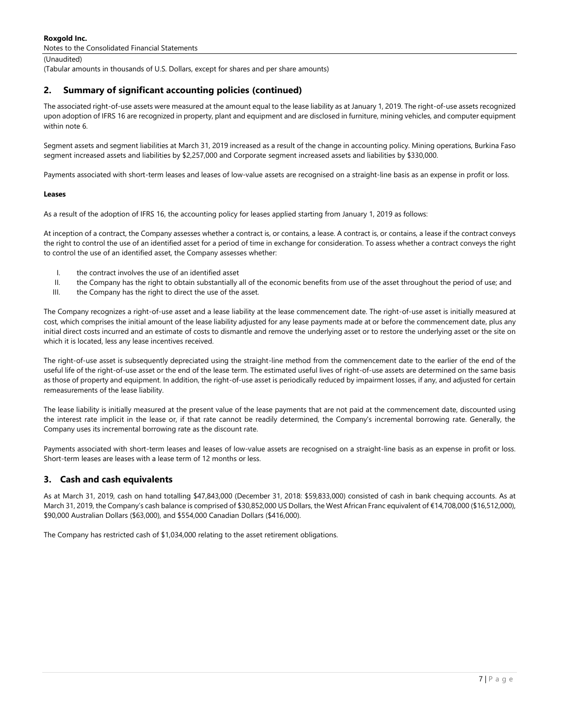## 2. Summary of significant accounting policies (continued)

The associated right-of-use assets were measured at the amount equal to the lease liability as at January 1, 2019. The right-of-use assets recognized upon adoption of IFRS 16 are recognized in property, plant and equipment and are disclosed in furniture, mining vehicles, and computer equipment within note 6.

Segment assets and segment liabilities at March 31, 2019 increased as a result of the change in accounting policy. Mining operations, Burkina Faso segment increased assets and liabilities by $2,257,000 and Corporate segment increased assets and liabilities by $330,000.

Payments associated with short-term leases and leases of low-value assets are recognised on a straight-line basis as an expense in profit or loss.

**Leases**

As a result of the adoption of IFRS 16, the accounting policy for leases applied starting from January 1, 2019 as follows:

At inception of a contract, the Company assesses whether a contract is, or contains, a lease. A contract is, or contains, a lease if the contract conveys the right to control the use of an identified asset for a period of time in exchange for consideration. To assess whether a contract conveys the right to control the use of an identified asset, the Company assesses whether:

I. the contract involves the use of an identified asset
II. the Company has the right to obtain substantially all of the economic benefits from use of the asset throughout the period of use; and
III. the Company has the right to direct the use of the asset.

The Company recognizes a right-of-use asset and a lease liability at the lease commencement date. The right-of-use asset is initially measured at cost, which comprises the initial amount of the lease liability adjusted for any lease payments made at or before the commencement date, plus any initial direct costs incurred and an estimate of costs to dismantle and remove the underlying asset or to restore the underlying asset or the site on which it is located, less any lease incentives received.

The right-of-use asset is subsequently depreciated using the straight-line method from the commencement date to the earlier of the end of the useful life of the right-of-use asset or the end of the lease term. The estimated useful lives of right-of-use assets are determined on the same basis as those of property and equipment. In addition, the right-of-use asset is periodically reduced by impairment losses, if any, and adjusted for certain remeasurements of the lease liability.

The lease liability is initially measured at the present value of the lease payments that are not paid at the commencement date, discounted using the interest rate implicit in the lease or, if that rate cannot be readily determined, the Company's incremental borrowing rate. Generally, the Company uses its incremental borrowing rate as the discount rate.

Payments associated with short-term leases and leases of low-value assets are recognised on a straight-line basis as an expense in profit or loss. Short-term leases are leases with a lease term of 12 months or less.

## 3. Cash and cash equivalents

As at March 31, 2019, cash on hand totalling $47,843,000 (December 31, 2018: $59,833,000) consisted of cash in bank chequing accounts. As at March 31, 2019, the Company's cash balance is comprised of $30,852,000 US Dollars, the West African Franc equivalent of €14,708,000 ($16,512,000), $90,000 Australian Dollars ($63,000), and $554,000 Canadian Dollars ($416,000).

The Company has restricted cash of $1,034,000 relating to the asset retirement obligations.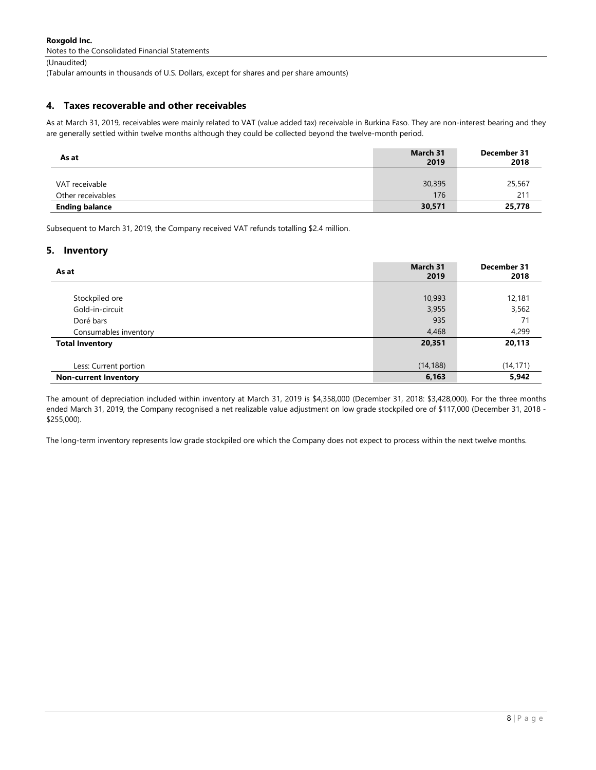## 4. Taxes recoverable and other receivables

As at March 31, 2019, receivables were mainly related to VAT (value added tax) receivable in Burkina Faso. They are non-interest bearing and they are generally settled within twelve months although they could be collected beyond the twelve-month period.

| As at | March 31 2019 | December 31 2018 |
|---|---|---|
| VAT receivable | 30,395 | 25,567 |
| Other receivables | 176 | 211 |
| **Ending balance** | **30,571** | **25,778** |

Subsequent to March 31, 2019, the Company received VAT refunds totalling $2.4 million.

## 5. Inventory

| As at | March 31 2019 | December 31 2018 |
|---|---|---|
| Stockpiled ore | 10,993 | 12,181 |
| Gold-in-circuit | 3,955 | 3,562 |
| Doré bars | 935 | 71 |
| Consumables inventory | 4,468 | 4,299 |
| **Total Inventory** | **20,351** | **20,113** |
| Less: Current portion | (14,188) | (14,171) |
| **Non-current Inventory** | **6,163** | **5,942** |

The amount of depreciation included within inventory at March 31, 2019 is $4,358,000 (December 31, 2018: $3,428,000). For the three months ended March 31, 2019, the Company recognised a net realizable value adjustment on low grade stockpiled ore of $117,000 (December 31, 2018 - $255,000).

The long-term inventory represents low grade stockpiled ore which the Company does not expect to process within the next twelve months.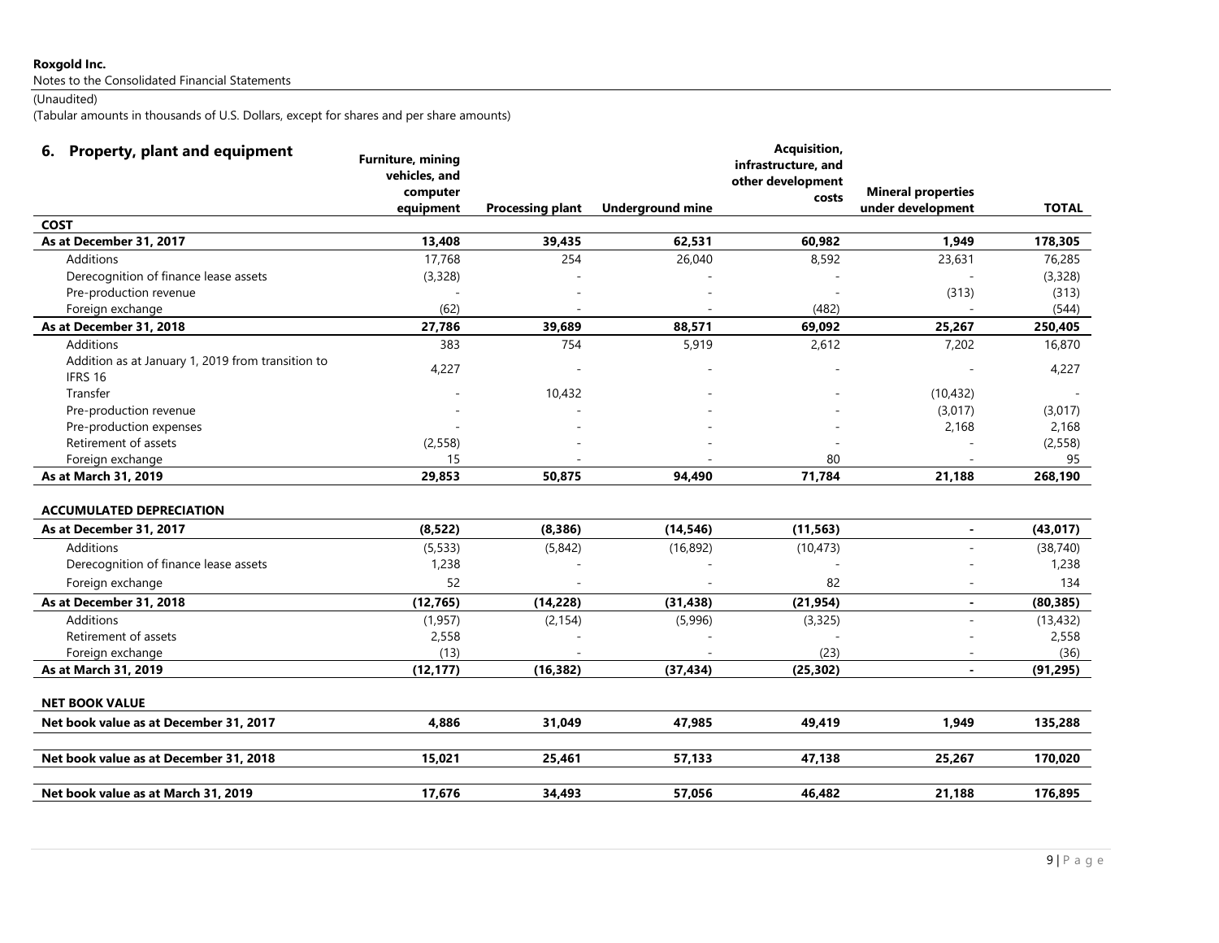Roxgold Inc.
Notes to the Consolidated Financial Statements
(Unaudited)
(Tabular amounts in thousands of U.S. Dollars, except for shares and per share amounts)

## 6. Property, plant and equipment

| | Furniture, mining vehicles, and computer equipment | Processing plant | Underground mine | Acquisition, infrastructure, and other development costs | Mineral properties under development | TOTAL |
|---|---|---|---|---|---|---|
| **COST** | | | | | | |
| **As at December 31, 2017** | **13,408** | **39,435** | **62,531** | **60,982** | **1,949** | **178,305** |
| Additions | 17,768 | 254 | 26,040 | 8,592 | 23,631 | 76,285 |
| Derecognition of finance lease assets | (3,328) | - | - | - | - | (3,328) |
| Pre-production revenue | - | - | - | - | (313) | (313) |
| Foreign exchange | (62) | - | - | (482) | - | (544) |
| **As at December 31, 2018** | **27,786** | **39,689** | **88,571** | **69,092** | **25,267** | **250,405** |
| Additions | 383 | 754 | 5,919 | 2,612 | 7,202 | 16,870 |
| Addition as at January 1, 2019 from transition to IFRS 16 | 4,227 | - | - | - | - | 4,227 |
| Transfer | - | 10,432 | - | - | (10,432) | - |
| Pre-production revenue | - | - | - | - | (3,017) | (3,017) |
| Pre-production expenses | - | - | - | - | 2,168 | 2,168 |
| Retirement of assets | (2,558) | - | - | - | - | (2,558) |
| Foreign exchange | 15 | - | - | 80 | - | 95 |
| **As at March 31, 2019** | **29,853** | **50,875** | **94,490** | **71,784** | **21,188** | **268,190** |
| | | | | | | |
| **ACCUMULATED DEPRECIATION** | | | | | | |
| **As at December 31, 2017** | **(8,522)** | **(8,386)** | **(14,546)** | **(11,563)** | **-** | **(43,017)** |
| Additions | (5,533) | (5,842) | (16,892) | (10,473) | - | (38,740) |
| Derecognition of finance lease assets | 1,238 | - | - | - | - | 1,238 |
| Foreign exchange | 52 | - | - | 82 | - | 134 |
| **As at December 31, 2018** | **(12,765)** | **(14,228)** | **(31,438)** | **(21,954)** | **-** | **(80,385)** |
| Additions | (1,957) | (2,154) | (5,996) | (3,325) | - | (13,432) |
| Retirement of assets | 2,558 | - | - | - | - | 2,558 |
| Foreign exchange | (13) | - | - | (23) | - | (36) |
| **As at March 31, 2019** | **(12,177)** | **(16,382)** | **(37,434)** | **(25,302)** | **-** | **(91,295)** |
| | | | | | | |
| **NET BOOK VALUE** | | | | | | |
| **Net book value as at December 31, 2017** | **4,886** | **31,049** | **47,985** | **49,419** | **1,949** | **135,288** |
| **Net book value as at December 31, 2018** | **15,021** | **25,461** | **57,133** | **47,138** | **25,267** | **170,020** |
| **Net book value as at March 31, 2019** | **17,676** | **34,493** | **57,056** | **46,482** | **21,188** | **176,895** |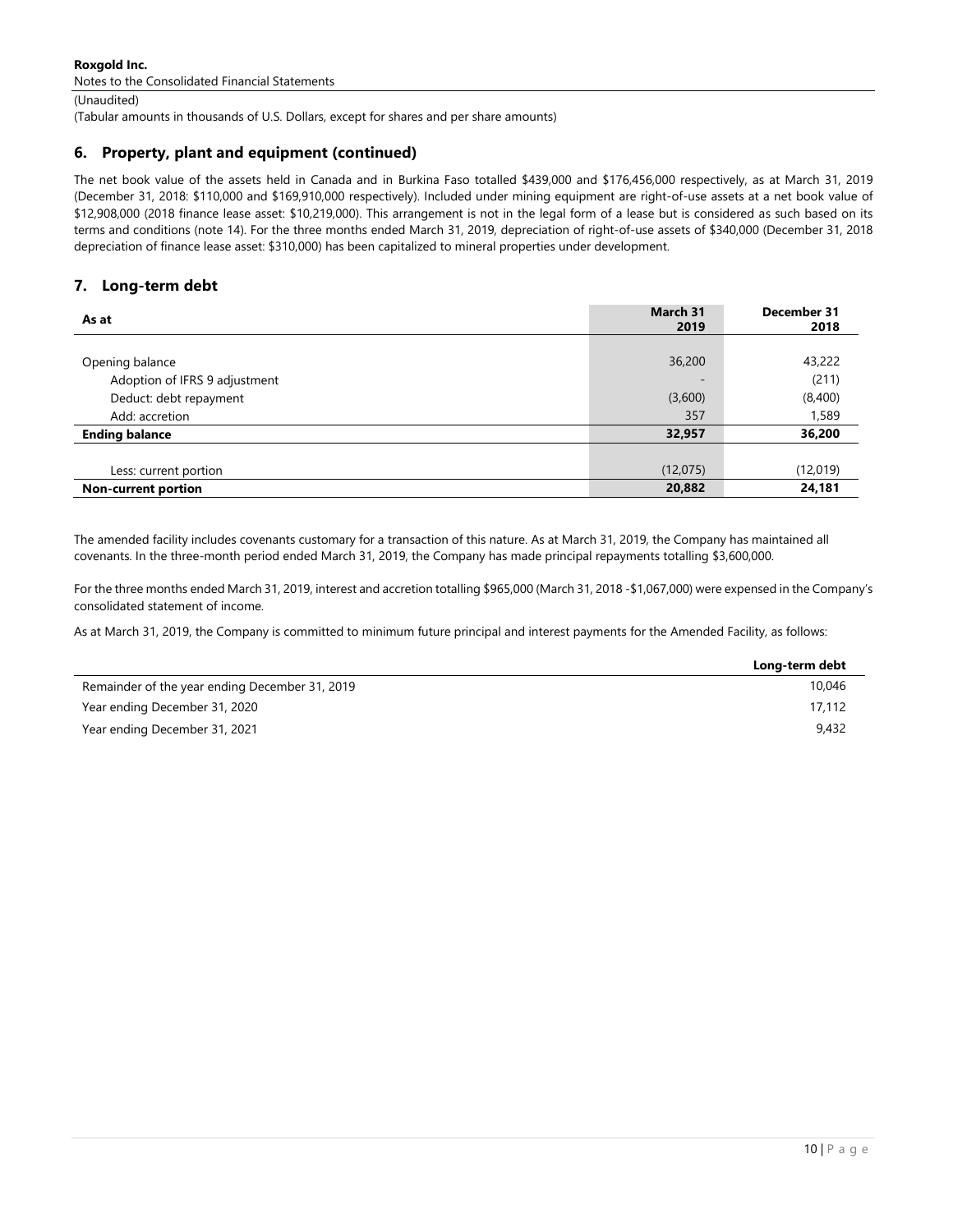## 6. Property, plant and equipment (continued)

The net book value of the assets held in Canada and in Burkina Faso totalled $439,000 and $176,456,000 respectively, as at March 31, 2019 (December 31, 2018: $110,000 and $169,910,000 respectively). Included under mining equipment are right-of-use assets at a net book value of $12,908,000 (2018 finance lease asset: $10,219,000). This arrangement is not in the legal form of a lease but is considered as such based on its terms and conditions (note 14). For the three months ended March 31, 2019, depreciation of right-of-use assets of $340,000 (December 31, 2018 depreciation of finance lease asset: $310,000) has been capitalized to mineral properties under development.

## 7. Long-term debt

| As at | March 31 2019 | December 31 2018 |
|---|---|---|
| Opening balance | 36,200 | 43,222 |
| Adoption of IFRS 9 adjustment | - | (211) |
| Deduct: debt repayment | (3,600) | (8,400) |
| Add: accretion | 357 | 1,589 |
| **Ending balance** | **32,957** | **36,200** |
| Less: current portion | (12,075) | (12,019) |
| **Non-current portion** | **20,882** | **24,181** |

The amended facility includes covenants customary for a transaction of this nature. As at March 31, 2019, the Company has maintained all covenants. In the three-month period ended March 31, 2019, the Company has made principal repayments totalling $3,600,000.

For the three months ended March 31, 2019, interest and accretion totalling $965,000 (March 31, 2018 -$1,067,000) were expensed in the Company's consolidated statement of income.

As at March 31, 2019, the Company is committed to minimum future principal and interest payments for the Amended Facility, as follows:

| | Long-term debt |
|---|---|
| Remainder of the year ending December 31, 2019 | 10,046 |
| Year ending December 31, 2020 | 17,112 |
| Year ending December 31, 2021 | 9,432 |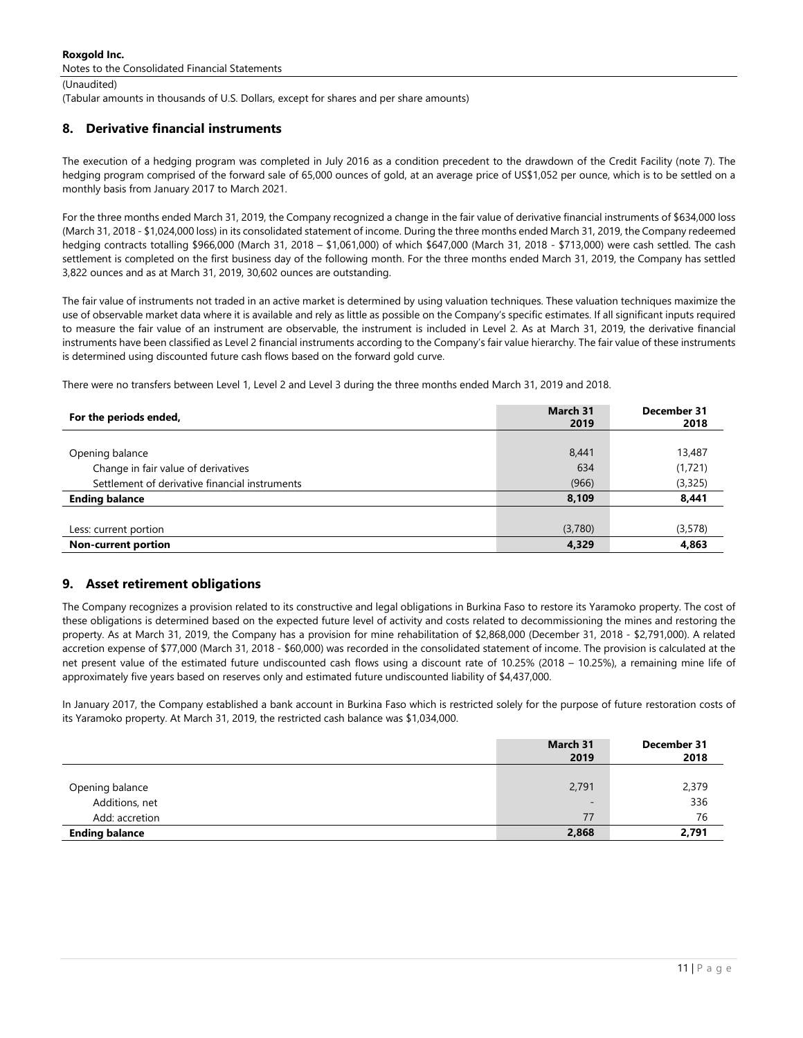Roxgold Inc.
Notes to the Consolidated Financial Statements
(Unaudited)
(Tabular amounts in thousands of U.S. Dollars, except for shares and per share amounts)

## 8. Derivative financial instruments

The execution of a hedging program was completed in July 2016 as a condition precedent to the drawdown of the Credit Facility (note 7). The hedging program comprised of the forward sale of 65,000 ounces of gold, at an average price of US$1,052 per ounce, which is to be settled on a monthly basis from January 2017 to March 2021.

For the three months ended March 31, 2019, the Company recognized a change in the fair value of derivative financial instruments of $634,000 loss (March 31, 2018 - $1,024,000 loss) in its consolidated statement of income. During the three months ended March 31, 2019, the Company redeemed hedging contracts totalling $966,000 (March 31, 2018 – $1,061,000) of which $647,000 (March 31, 2018 - $713,000) were cash settled. The cash settlement is completed on the first business day of the following month. For the three months ended March 31, 2019, the Company has settled 3,822 ounces and as at March 31, 2019, 30,602 ounces are outstanding.

The fair value of instruments not traded in an active market is determined by using valuation techniques. These valuation techniques maximize the use of observable market data where it is available and rely as little as possible on the Company's specific estimates. If all significant inputs required to measure the fair value of an instrument are observable, the instrument is included in Level 2. As at March 31, 2019, the derivative financial instruments have been classified as Level 2 financial instruments according to the Company's fair value hierarchy. The fair value of these instruments is determined using discounted future cash flows based on the forward gold curve.

There were no transfers between Level 1, Level 2 and Level 3 during the three months ended March 31, 2019 and 2018.

| For the periods ended, | March 31 2019 | December 31 2018 |
|---|---|---|
| Opening balance | 8,441 | 13,487 |
| Change in fair value of derivatives | 634 | (1,721) |
| Settlement of derivative financial instruments | (966) | (3,325) |
| **Ending balance** | **8,109** | **8,441** |
| Less: current portion | (3,780) | (3,578) |
| **Non-current portion** | **4,329** | **4,863** |

## 9. Asset retirement obligations

The Company recognizes a provision related to its constructive and legal obligations in Burkina Faso to restore its Yaramoko property. The cost of these obligations is determined based on the expected future level of activity and costs related to decommissioning the mines and restoring the property. As at March 31, 2019, the Company has a provision for mine rehabilitation of $2,868,000 (December 31, 2018 - $2,791,000). A related accretion expense of $77,000 (March 31, 2018 - $60,000) was recorded in the consolidated statement of income. The provision is calculated at the net present value of the estimated future undiscounted cash flows using a discount rate of 10.25% (2018 – 10.25%), a remaining mine life of approximately five years based on reserves only and estimated future undiscounted liability of $4,437,000.

In January 2017, the Company established a bank account in Burkina Faso which is restricted solely for the purpose of future restoration costs of its Yaramoko property. At March 31, 2019, the restricted cash balance was $1,034,000.

| | March 31 2019 | December 31 2018 |
|---|---|---|
| Opening balance | 2,791 | 2,379 |
| Additions, net | - | 336 |
| Add: accretion | 77 | 76 |
| **Ending balance** | **2,868** | **2,791** |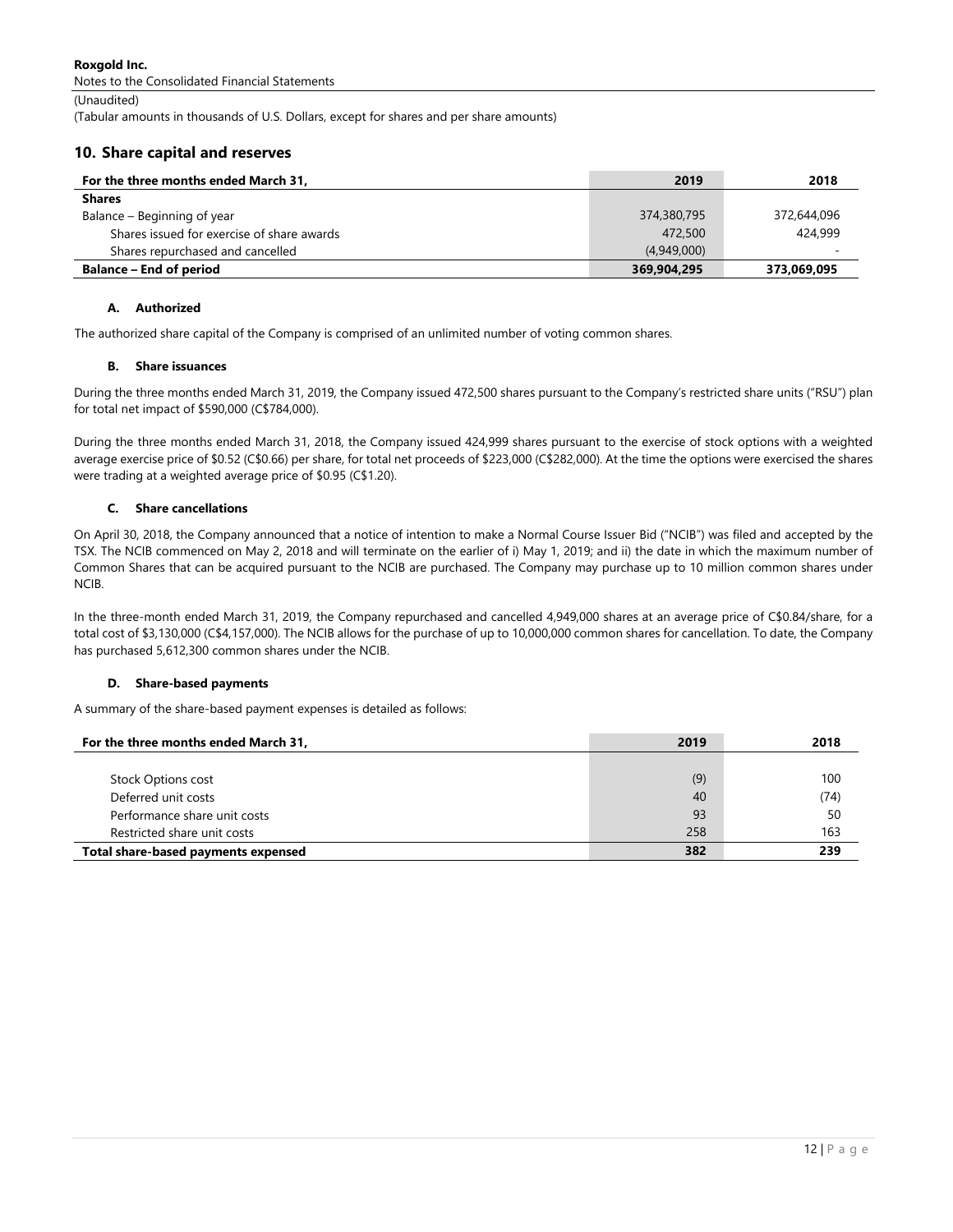## 10. Share capital and reserves

| For the three months ended March 31, | 2019 | 2018 |
|---|---|---|
| **Shares** | | |
| Balance – Beginning of year | 374,380,795 | 372,644,096 |
| Shares issued for exercise of share awards | 472,500 | 424,999 |
| Shares repurchased and cancelled | (4,949,000) | - |
| **Balance – End of period** | **369,904,295** | **373,069,095** |

### A. Authorized

The authorized share capital of the Company is comprised of an unlimited number of voting common shares.

### B. Share issuances

During the three months ended March 31, 2019, the Company issued 472,500 shares pursuant to the Company's restricted share units ("RSU") plan for total net impact of $590,000 (C$784,000).

During the three months ended March 31, 2018, the Company issued 424,999 shares pursuant to the exercise of stock options with a weighted average exercise price of $0.52 (C$0.66) per share, for total net proceeds of $223,000 (C$282,000). At the time the options were exercised the shares were trading at a weighted average price of $0.95 (C$1.20).

### C. Share cancellations

On April 30, 2018, the Company announced that a notice of intention to make a Normal Course Issuer Bid ("NCIB") was filed and accepted by the TSX. The NCIB commenced on May 2, 2018 and will terminate on the earlier of i) May 1, 2019; and ii) the date in which the maximum number of Common Shares that can be acquired pursuant to the NCIB are purchased. The Company may purchase up to 10 million common shares under NCIB.

In the three-month ended March 31, 2019, the Company repurchased and cancelled 4,949,000 shares at an average price of C$0.84/share, for a total cost of $3,130,000 (C$4,157,000). The NCIB allows for the purchase of up to 10,000,000 common shares for cancellation. To date, the Company has purchased 5,612,300 common shares under the NCIB.

### D. Share-based payments

A summary of the share-based payment expenses is detailed as follows:

| For the three months ended March 31, | 2019 | 2018 |
|---|---|---|
| Stock Options cost | (9) | 100 |
| Deferred unit costs | 40 | (74) |
| Performance share unit costs | 93 | 50 |
| Restricted share unit costs | 258 | 163 |
| **Total share-based payments expensed** | **382** | **239** |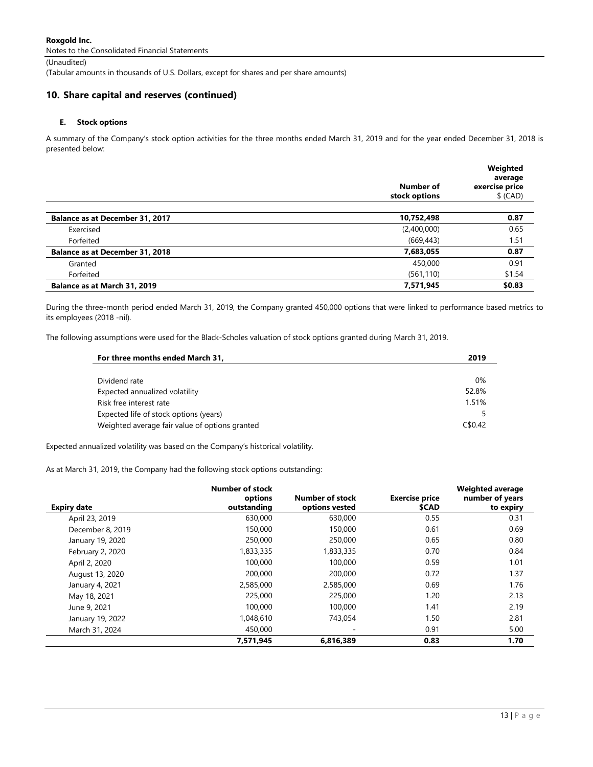## 10. Share capital and reserves (continued)

### E. Stock options

A summary of the Company's stock option activities for the three months ended March 31, 2019 and for the year ended December 31, 2018 is presented below:

| | Number of stock options | Weighted average exercise price $ (CAD) |
|---|---|---|
| **Balance as at December 31, 2017** | **10,752,498** | **0.87** |
| Exercised | (2,400,000) | 0.65 |
| Forfeited | (669,443) | 1.51 |
| **Balance as at December 31, 2018** | **7,683,055** | **0.87** |
| Granted | 450,000 | 0.91 |
| Forfeited | (561,110) | $1.54 |
| **Balance as at March 31, 2019** | **7,571,945** | **$0.83** |

During the three-month period ended March 31, 2019, the Company granted 450,000 options that were linked to performance based metrics to its employees (2018 -nil).

The following assumptions were used for the Black-Scholes valuation of stock options granted during March 31, 2019.

| For three months ended March 31, | 2019 |
|---|---|
| Dividend rate | 0% |
| Expected annualized volatility | 52.8% |
| Risk free interest rate | 1.51% |
| Expected life of stock options (years) | 5 |
| Weighted average fair value of options granted | C$0.42 |

Expected annualized volatility was based on the Company's historical volatility.

As at March 31, 2019, the Company had the following stock options outstanding:

| Expiry date | Number of stock options outstanding | Number of stock options vested | Exercise price $CAD | Weighted average number of years to expiry |
|---|---|---|---|---|
| April 23, 2019 | 630,000 | 630,000 | 0.55 | 0.31 |
| December 8, 2019 | 150,000 | 150,000 | 0.61 | 0.69 |
| January 19, 2020 | 250,000 | 250,000 | 0.65 | 0.80 |
| February 2, 2020 | 1,833,335 | 1,833,335 | 0.70 | 0.84 |
| April 2, 2020 | 100,000 | 100,000 | 0.59 | 1.01 |
| August 13, 2020 | 200,000 | 200,000 | 0.72 | 1.37 |
| January 4, 2021 | 2,585,000 | 2,585,000 | 0.69 | 1.76 |
| May 18, 2021 | 225,000 | 225,000 | 1.20 | 2.13 |
| June 9, 2021 | 100,000 | 100,000 | 1.41 | 2.19 |
| January 19, 2022 | 1,048,610 | 743,054 | 1.50 | 2.81 |
| March 31, 2024 | 450,000 | - | 0.91 | 5.00 |
| | **7,571,945** | **6,816,389** | **0.83** | **1.70** |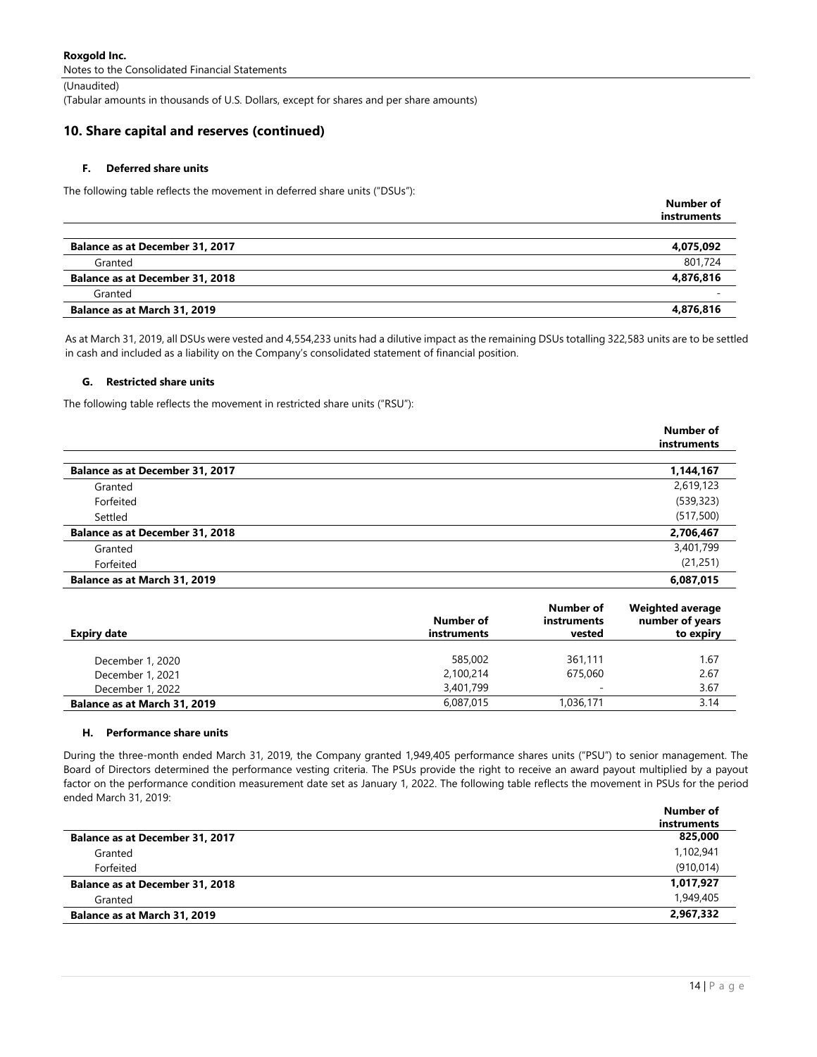## 10. Share capital and reserves (continued)

### F. Deferred share units

The following table reflects the movement in deferred share units ("DSUs"):

| | Number of instruments |
|---|---|
| **Balance as at December 31, 2017** | **4,075,092** |
| Granted | 801,724 |
| **Balance as at December 31, 2018** | **4,876,816** |
| Granted | - |
| **Balance as at March 31, 2019** | **4,876,816** |

As at March 31, 2019, all DSUs were vested and 4,554,233 units had a dilutive impact as the remaining DSUs totalling 322,583 units are to be settled in cash and included as a liability on the Company's consolidated statement of financial position.

### G. Restricted share units

The following table reflects the movement in restricted share units ("RSU"):

| | Number of instruments |
|---|---|
| **Balance as at December 31, 2017** | **1,144,167** |
| Granted | 2,619,123 |
| Forfeited | (539,323) |
| Settled | (517,500) |
| **Balance as at December 31, 2018** | **2,706,467** |
| Granted | 3,401,799 |
| Forfeited | (21,251) |
| **Balance as at March 31, 2019** | **6,087,015** |

| Expiry date | Number of instruments | Number of instruments vested | Weighted average number of years to expiry |
|---|---|---|---|
| December 1, 2020 | 585,002 | 361,111 | 1.67 |
| December 1, 2021 | 2,100,214 | 675,060 | 2.67 |
| December 1, 2022 | 3,401,799 | - | 3.67 |
| **Balance as at March 31, 2019** | 6,087,015 | 1,036,171 | 3.14 |

### H. Performance share units

During the three-month ended March 31, 2019, the Company granted 1,949,405 performance shares units ("PSU") to senior management. The Board of Directors determined the performance vesting criteria. The PSUs provide the right to receive an award payout multiplied by a payout factor on the performance condition measurement date set as January 1, 2022. The following table reflects the movement in PSUs for the period ended March 31, 2019:

| | Number of instruments |
|---|---|
| **Balance as at December 31, 2017** | **825,000** |
| Granted | 1,102,941 |
| Forfeited | (910,014) |
| **Balance as at December 31, 2018** | **1,017,927** |
| Granted | 1,949,405 |
| **Balance as at March 31, 2019** | **2,967,332** |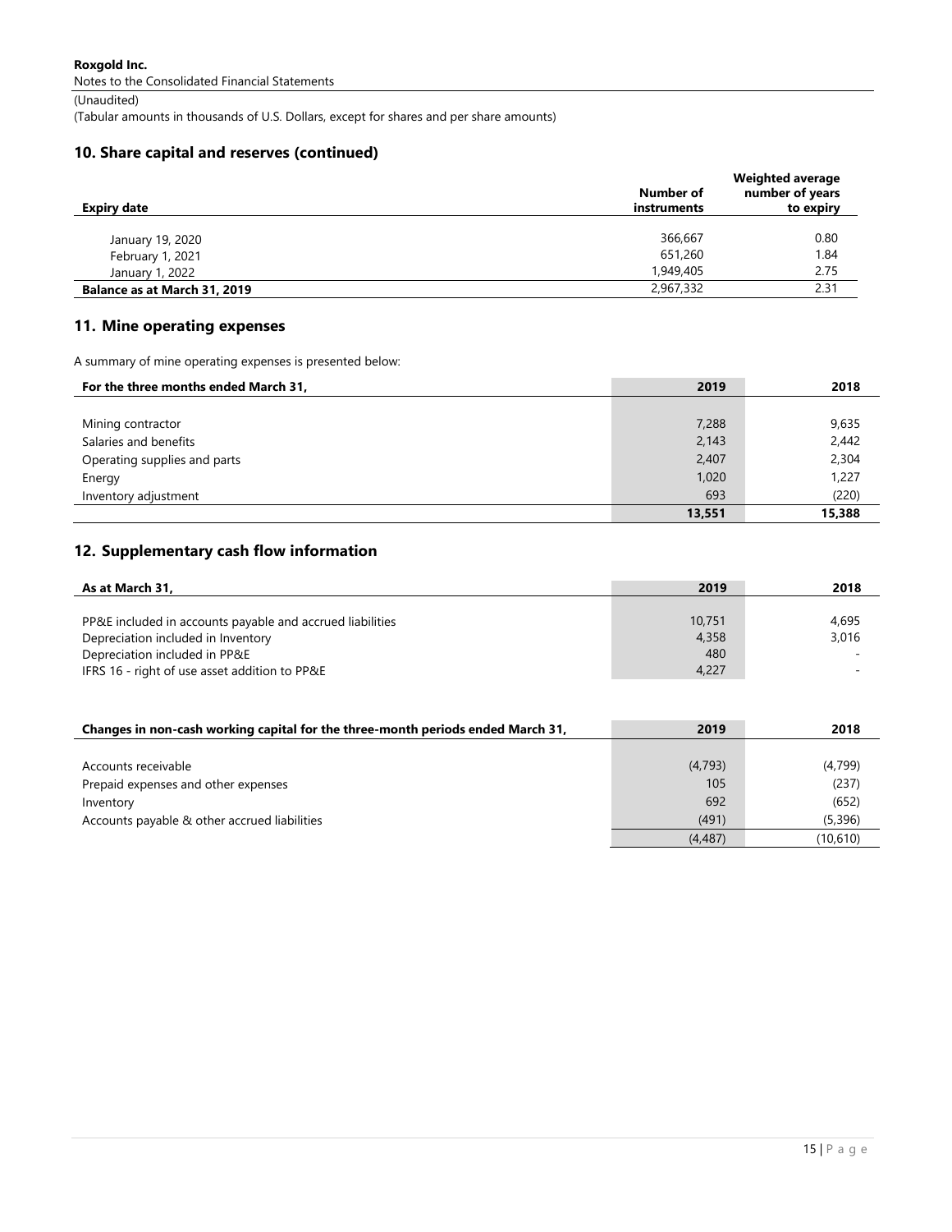Roxgold Inc.
Notes to the Consolidated Financial Statements
(Unaudited)
(Tabular amounts in thousands of U.S. Dollars, except for shares and per share amounts)

## 10. Share capital and reserves (continued)

| Expiry date | Number of instruments | Weighted average number of years to expiry |
|---|---|---|
| January 19, 2020 | 366,667 | 0.80 |
| February 1, 2021 | 651,260 | 1.84 |
| January 1, 2022 | 1,949,405 | 2.75 |
| **Balance as at March 31, 2019** | 2,967,332 | 2.31 |

## 11. Mine operating expenses

A summary of mine operating expenses is presented below:

| For the three months ended March 31, | 2019 | 2018 |
|---|---|---|
| Mining contractor | 7,288 | 9,635 |
| Salaries and benefits | 2,143 | 2,442 |
| Operating supplies and parts | 2,407 | 2,304 |
| Energy | 1,020 | 1,227 |
| Inventory adjustment | 693 | (220) |
| | **13,551** | **15,388** |

## 12. Supplementary cash flow information

| As at March 31, | 2019 | 2018 |
|---|---|---|
| PP&E included in accounts payable and accrued liabilities | 10,751 | 4,695 |
| Depreciation included in Inventory | 4,358 | 3,016 |
| Depreciation included in PP&E | 480 | - |
| IFRS 16 - right of use asset addition to PP&E | 4,227 | - |

| Changes in non-cash working capital for the three-month periods ended March 31, | 2019 | 2018 |
|---|---|---|
| Accounts receivable | (4,793) | (4,799) |
| Prepaid expenses and other expenses | 105 | (237) |
| Inventory | 692 | (652) |
| Accounts payable & other accrued liabilities | (491) | (5,396) |
| | (4,487) | (10,610) |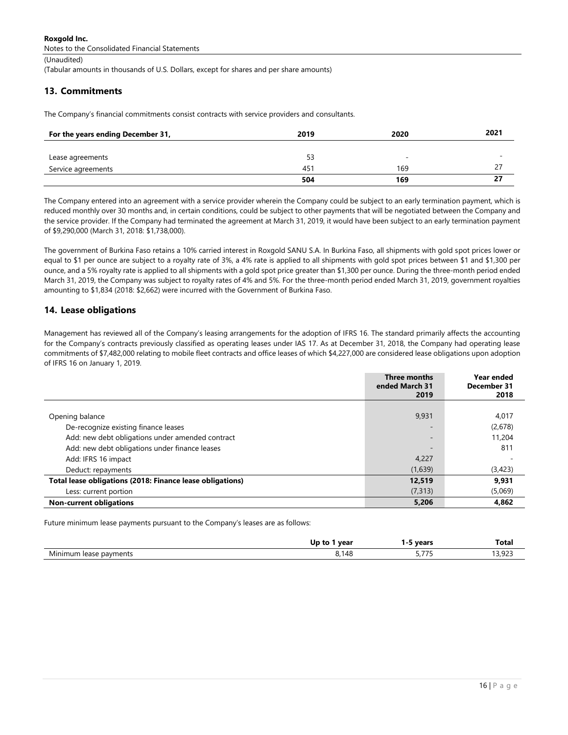## 13. Commitments

The Company's financial commitments consist contracts with service providers and consultants.

| For the years ending December 31, | 2019 | 2020 | 2021 |
|---|---|---|---|
| Lease agreements | 53 | - | - |
| Service agreements | 451 | 169 | 27 |
| | **504** | **169** | **27** |

The Company entered into an agreement with a service provider wherein the Company could be subject to an early termination payment, which is reduced monthly over 30 months and, in certain conditions, could be subject to other payments that will be negotiated between the Company and the service provider. If the Company had terminated the agreement at March 31, 2019, it would have been subject to an early termination payment of $9,290,000 (March 31, 2018: $1,738,000).

The government of Burkina Faso retains a 10% carried interest in Roxgold SANU S.A. In Burkina Faso, all shipments with gold spot prices lower or equal to $1 per ounce are subject to a royalty rate of 3%, a 4% rate is applied to all shipments with gold spot prices between $1 and $1,300 per ounce, and a 5% royalty rate is applied to all shipments with a gold spot price greater than $1,300 per ounce. During the three-month period ended March 31, 2019, the Company was subject to royalty rates of 4% and 5%. For the three-month period ended March 31, 2019, government royalties amounting to $1,834 (2018: $2,662) were incurred with the Government of Burkina Faso.

## 14. Lease obligations

Management has reviewed all of the Company's leasing arrangements for the adoption of IFRS 16. The standard primarily affects the accounting for the Company's contracts previously classified as operating leases under IAS 17. As at December 31, 2018, the Company had operating lease commitments of $7,482,000 relating to mobile fleet contracts and office leases of which $4,227,000 are considered lease obligations upon adoption of IFRS 16 on January 1, 2019.

| | Three months ended March 31 2019 | Year ended December 31 2018 |
|---|---|---|
| Opening balance | 9,931 | 4,017 |
| De-recognize existing finance leases | - | (2,678) |
| Add: new debt obligations under amended contract | - | 11,204 |
| Add: new debt obligations under finance leases | - | 811 |
| Add: IFRS 16 impact | 4,227 | - |
| Deduct: repayments | (1,639) | (3,423) |
| **Total lease obligations (2018: Finance lease obligations)** | **12,519** | **9,931** |
| Less: current portion | (7,313) | (5,069) |
| **Non-current obligations** | **5,206** | **4,862** |

Future minimum lease payments pursuant to the Company's leases are as follows:

| | Up to 1 year | 1-5 years | Total |
|---|---|---|---|
| Minimum lease payments | 8,148 | 5,775 | 13,923 |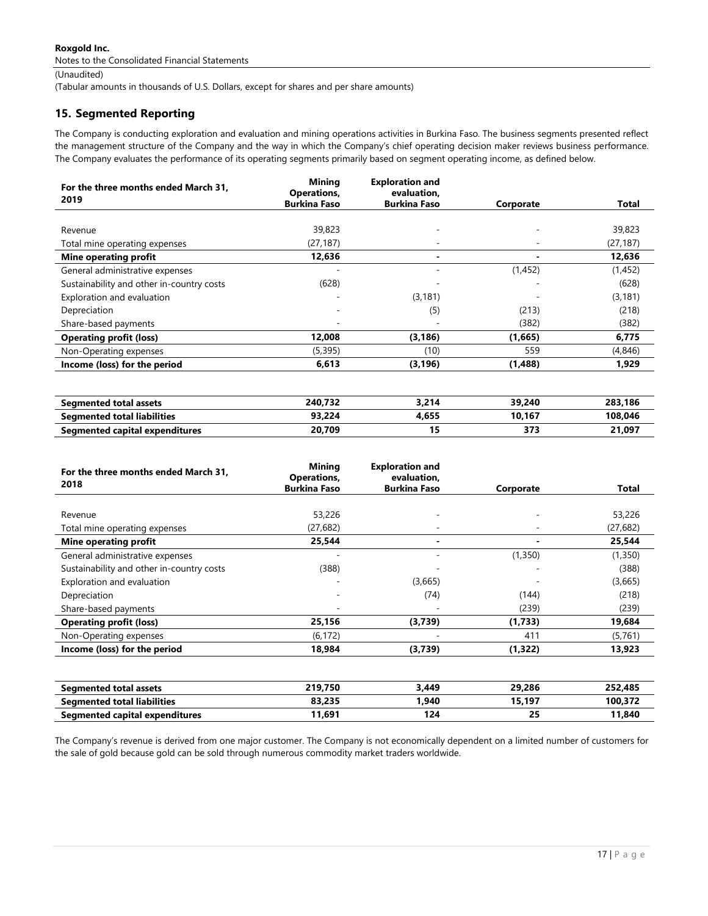Roxgold Inc.
Notes to the Consolidated Financial Statements
(Unaudited)
(Tabular amounts in thousands of U.S. Dollars, except for shares and per share amounts)

## 15. Segmented Reporting

The Company is conducting exploration and evaluation and mining operations activities in Burkina Faso. The business segments presented reflect the management structure of the Company and the way in which the Company's chief operating decision maker reviews business performance. The Company evaluates the performance of its operating segments primarily based on segment operating income, as defined below.

| For the three months ended March 31, 2019 | Mining Operations, Burkina Faso | Exploration and evaluation, Burkina Faso | Corporate | Total |
|---|---|---|---|---|
| Revenue | 39,823 | - | - | 39,823 |
| Total mine operating expenses | (27,187) | - | - | (27,187) |
| **Mine operating profit** | **12,636** | **-** | **-** | **12,636** |
| General administrative expenses | - | - | (1,452) | (1,452) |
| Sustainability and other in-country costs | (628) | - | - | (628) |
| Exploration and evaluation | - | (3,181) | - | (3,181) |
| Depreciation | - | (5) | (213) | (218) |
| Share-based payments | - | - | (382) | (382) |
| **Operating profit (loss)** | **12,008** | **(3,186)** | **(1,665)** | **6,775** |
| Non-Operating expenses | (5,395) | (10) | 559 | (4,846) |
| **Income (loss) for the period** | **6,613** | **(3,196)** | **(1,488)** | **1,929** |

| | | | | |
|---|---|---|---|---|
| **Segmented total assets** | **240,732** | **3,214** | **39,240** | **283,186** |
| **Segmented total liabilities** | **93,224** | **4,655** | **10,167** | **108,046** |
| **Segmented capital expenditures** | **20,709** | **15** | **373** | **21,097** |

| For the three months ended March 31, 2018 | Mining Operations, Burkina Faso | Exploration and evaluation, Burkina Faso | Corporate | Total |
|---|---|---|---|---|
| Revenue | 53,226 | - | - | 53,226 |
| Total mine operating expenses | (27,682) | - | - | (27,682) |
| **Mine operating profit** | **25,544** | **-** | **-** | **25,544** |
| General administrative expenses | - | - | (1,350) | (1,350) |
| Sustainability and other in-country costs | (388) | - | - | (388) |
| Exploration and evaluation | - | (3,665) | - | (3,665) |
| Depreciation | - | (74) | (144) | (218) |
| Share-based payments | - | - | (239) | (239) |
| **Operating profit (loss)** | **25,156** | **(3,739)** | **(1,733)** | **19,684** |
| Non-Operating expenses | (6,172) | - | 411 | (5,761) |
| **Income (loss) for the period** | **18,984** | **(3,739)** | **(1,322)** | **13,923** |

| | | | | |
|---|---|---|---|---|
| **Segmented total assets** | **219,750** | **3,449** | **29,286** | **252,485** |
| **Segmented total liabilities** | **83,235** | **1,940** | **15,197** | **100,372** |
| **Segmented capital expenditures** | **11,691** | **124** | **25** | **11,840** |

The Company's revenue is derived from one major customer. The Company is not economically dependent on a limited number of customers for the sale of gold because gold can be sold through numerous commodity market traders worldwide.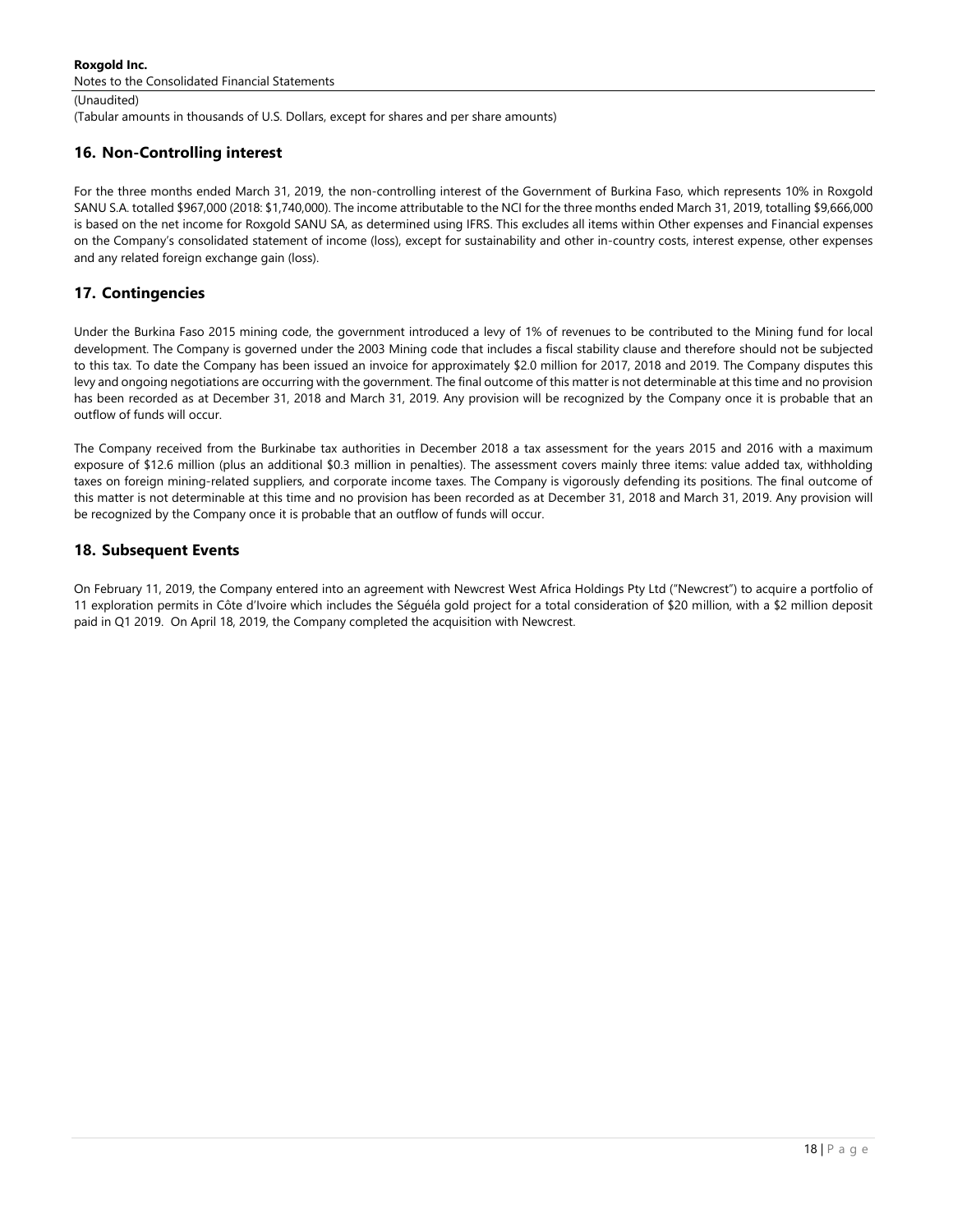## 16. Non-Controlling interest

For the three months ended March 31, 2019, the non-controlling interest of the Government of Burkina Faso, which represents 10% in Roxgold SANU S.A. totalled $967,000 (2018: $1,740,000). The income attributable to the NCI for the three months ended March 31, 2019, totalling $9,666,000 is based on the net income for Roxgold SANU SA, as determined using IFRS. This excludes all items within Other expenses and Financial expenses on the Company's consolidated statement of income (loss), except for sustainability and other in-country costs, interest expense, other expenses and any related foreign exchange gain (loss).

## 17. Contingencies

Under the Burkina Faso 2015 mining code, the government introduced a levy of 1% of revenues to be contributed to the Mining fund for local development. The Company is governed under the 2003 Mining code that includes a fiscal stability clause and therefore should not be subjected to this tax. To date the Company has been issued an invoice for approximately $2.0 million for 2017, 2018 and 2019. The Company disputes this levy and ongoing negotiations are occurring with the government. The final outcome of this matter is not determinable at this time and no provision has been recorded as at December 31, 2018 and March 31, 2019. Any provision will be recognized by the Company once it is probable that an outflow of funds will occur.

The Company received from the Burkinabe tax authorities in December 2018 a tax assessment for the years 2015 and 2016 with a maximum exposure of $12.6 million (plus an additional $0.3 million in penalties). The assessment covers mainly three items: value added tax, withholding taxes on foreign mining-related suppliers, and corporate income taxes. The Company is vigorously defending its positions. The final outcome of this matter is not determinable at this time and no provision has been recorded as at December 31, 2018 and March 31, 2019. Any provision will be recognized by the Company once it is probable that an outflow of funds will occur.

## 18. Subsequent Events

On February 11, 2019, the Company entered into an agreement with Newcrest West Africa Holdings Pty Ltd ("Newcrest") to acquire a portfolio of 11 exploration permits in Côte d'Ivoire which includes the Séguéla gold project for a total consideration of $20 million, with a $2 million deposit paid in Q1 2019. On April 18, 2019, the Company completed the acquisition with Newcrest.